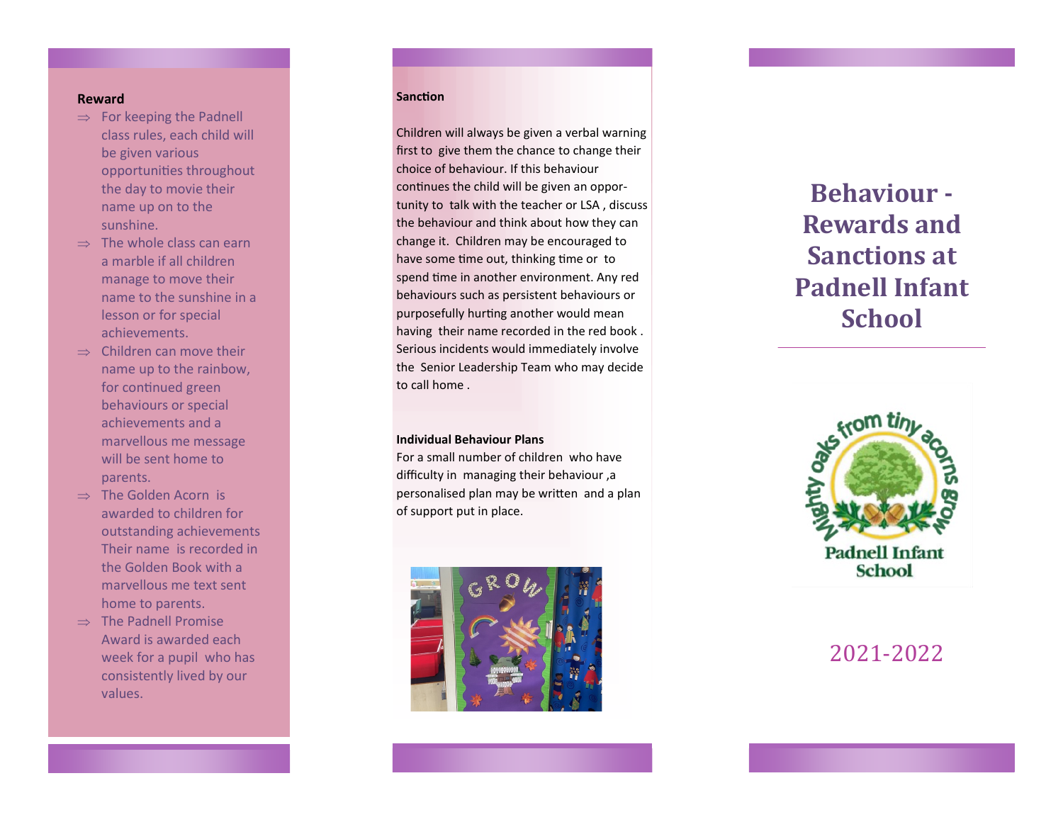**Reward**

- For keeping the Padnell class rules, each child will be given various opportunities throughout the day to movie their name up on to the sunshine.
- The whole class can earn a marble if all children manage to move their name to the sunshine in a lesson or for special achievements.
- Children can move their name up to the rainbow, for continued green behaviours or special achievements and a marvellous me message will be sent home to parents.
- The Golden Acorn is awarded to children for outstanding achievements Their name is recorded in the Golden Book with a marvellous me text sent home to parents.
- The Padnell Promise Award is awarded each week for a pupil who has consistently lived by our values.

**Sanction**

Children will always be given a verbal warning first to give them the chance to change their choice of behaviour. If this behaviour continues the child will be given an opportunity to talk with the teacher or LSA , discuss the behaviour and think about how they can change it. Children may be encouraged to have some time out, thinking time or to spend time in another environment. Any red behaviours such as persistent behaviours or purposefully hurting another would mean having their name recorded in the red book . Serious incidents would immediately involve the Senior Leadership Team who may decide to call home .

**Individual Behaviour Plans**

For a small number of children who have difficulty in managing their behaviour ,a personalised plan may be written and a plan of support put in place.

# Behaviour - Rewards and Sanctions at Padnell Infant School

Mighty oaks from tiny acorns grow

Padnell Infant School

2021-2022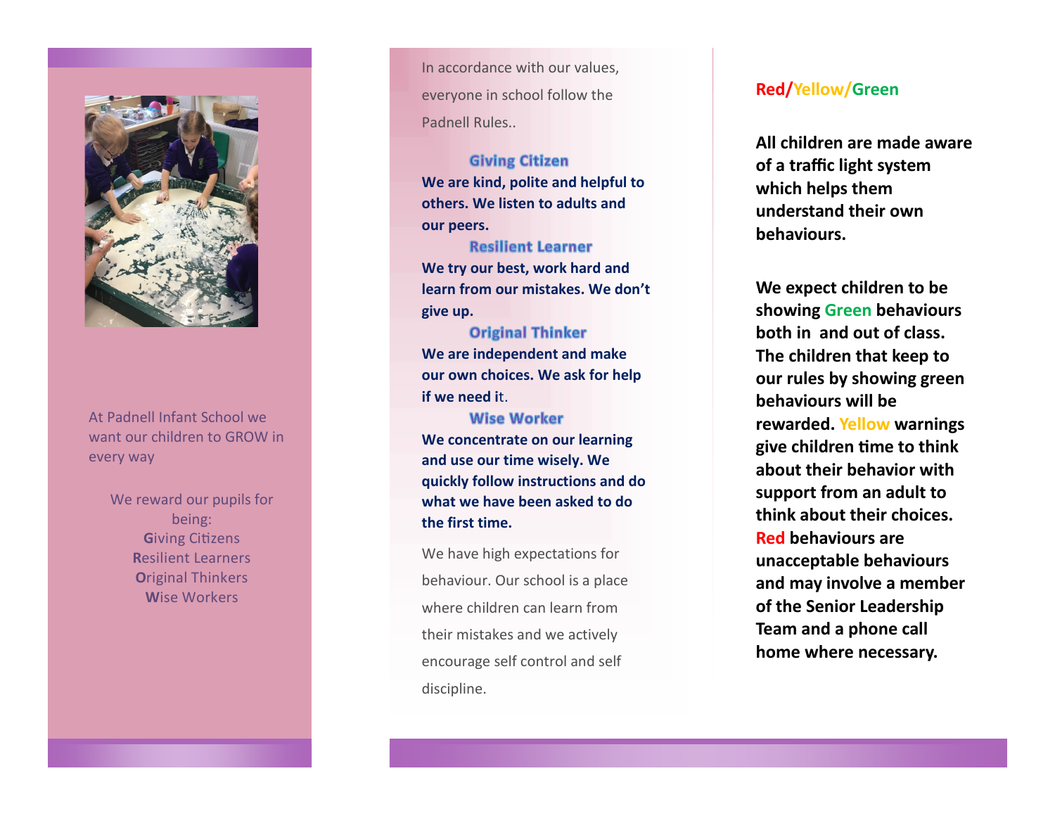At Padnell Infant School we want our children to GROW in every way

We reward our pupils for being:
**G**iving Citizens
**R**esilient Learners
**O**riginal Thinkers
**W**ise Workers

In accordance with our values, everyone in school follow the Padnell Rules..

### Giving Citizen

**We are kind, polite and helpful to others. We listen to adults and our peers.**

### Resilient Learner

**We try our best, work hard and learn from our mistakes. We don't give up.**

### Original Thinker

**We are independent and make our own choices. We ask for help if we need** it.

### Wise Worker

**We concentrate on our learning and use our time wisely. We quickly follow instructions and do what we have been asked to do the first time.**

We have high expectations for behaviour. Our school is a place where children can learn from their mistakes and we actively encourage self control and self discipline.

## Red/Yellow/Green

**All children are made aware of a traffic light system which helps them understand their own behaviours.**

**We expect children to be showing Green behaviours both in and out of class. The children that keep to our rules by showing green behaviours will be rewarded. Yellow warnings give children time to think about their behavior with support from an adult to think about their choices. Red behaviours are unacceptable behaviours and may involve a member of the Senior Leadership Team and a phone call home where necessary.**